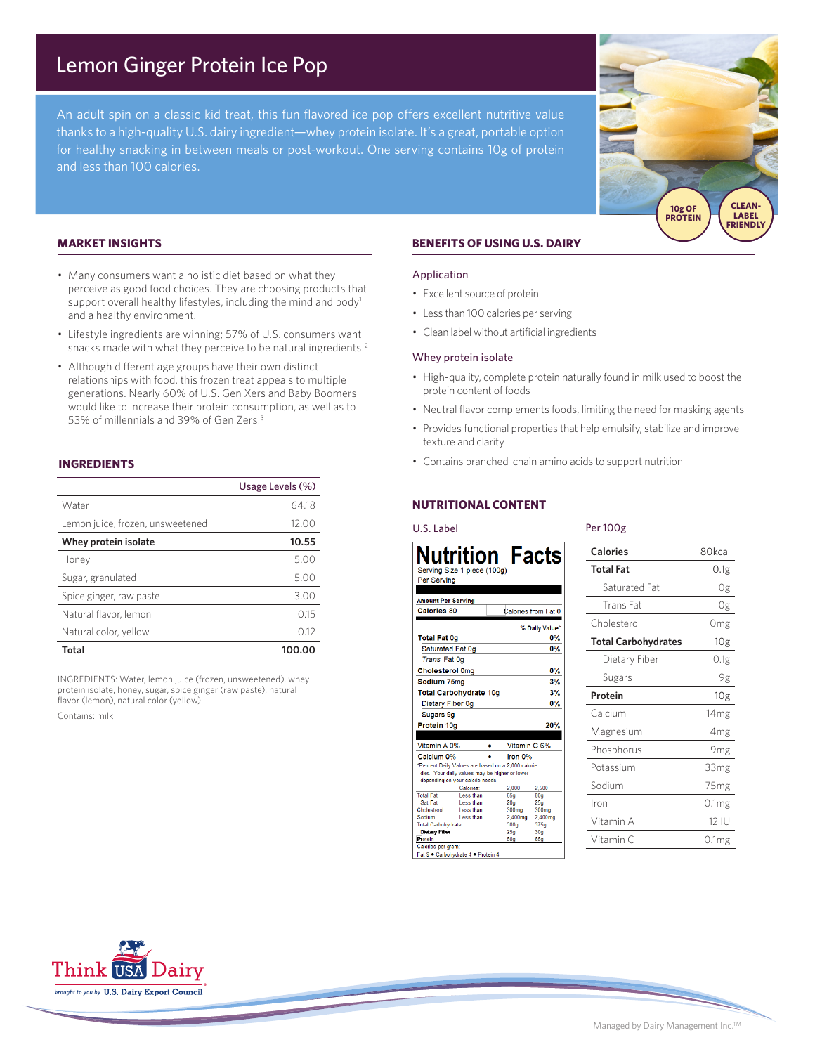# Lemon Ginger Protein Ice Pop

An adult spin on a classic kid treat, this fun flavored ice pop offers excellent nutritive value thanks to a high-quality U.S. dairy ingredient—whey protein isolate. It's a great, portable option for healthy snacking in between meals or post-workout. One serving contains 10g of protein and less than 100 calories.

10g OF PROTEIN

CLEAN-LABEL FRIENDLY

## MARKET INSIGHTS

- Many consumers want a holistic diet based on what they perceive as good food choices. They are choosing products that support overall healthy lifestyles, including the mind and body[1] and a healthy environment.
- Lifestyle ingredients are winning; 57% of U.S. consumers want snacks made with what they perceive to be natural ingredients.[2]
- Although different age groups have their own distinct relationships with food, this frozen treat appeals to multiple generations. Nearly 60% of U.S. Gen Xers and Baby Boomers would like to increase their protein consumption, as well as to 53% of millennials and 39% of Gen Zers.[3]

## INGREDIENTS

| | Usage Levels (%) |
|---|---|
| Water | 64.18 |
| Lemon juice, frozen, unsweetened | 12.00 |
| **Whey protein isolate** | **10.55** |
| Honey | 5.00 |
| Sugar, granulated | 5.00 |
| Spice ginger, raw paste | 3.00 |
| Natural flavor, lemon | 0.15 |
| Natural color, yellow | 0.12 |
| **Total** | **100.00** |

INGREDIENTS: Water, lemon juice (frozen, unsweetened), whey protein isolate, honey, sugar, spice ginger (raw paste), natural flavor (lemon), natural color (yellow).

Contains: milk

## BENEFITS OF USING U.S. DAIRY

### Application

- Excellent source of protein
- Less than 100 calories per serving
- Clean label without artificial ingredients

### Whey protein isolate

- High-quality, complete protein naturally found in milk used to boost the protein content of foods
- Neutral flavor complements foods, limiting the need for masking agents
- Provides functional properties that help emulsify, stabilize and improve texture and clarity
- Contains branched-chain amino acids to support nutrition

## NUTRITIONAL CONTENT

### U.S. Label

**Nutrition Facts**

Serving Size 1 piece (100g)
Per Serving

| Amount Per Serving | |
|---|---|
| Calories 80 | Calories from Fat 0 |
| | % Daily Value* |
| **Total Fat** 0g | 0% |
| Saturated Fat 0g | 0% |
| *Trans* Fat 0g | |
| **Cholesterol** 0mg | 0% |
| **Sodium** 75mg | 3% |
| **Total Carbohydrate** 10g | 3% |
| Dietary Fiber 0g | 0% |
| Sugars 9g | |
| **Protein** 10g | 20% |
| Vitamin A 0% • Vitamin C 6% | |
| Calcium 0% • Iron 0% | |

*Percent Daily Values are based on a 2,000 calorie diet. Your daily values may be higher or lower depending on your calorie needs:

| | Calories: | 2,000 | 2,500 |
|---|---|---|---|
| Total Fat | Less than | 65g | 80g |
| Sat Fat | Less than | 20g | 25g |
| Cholesterol | Less than | 300mg | 300mg |
| Sodium | Less than | 2,400mg | 2,400mg |
| Total Carbohydrate | | 300g | 375g |
| Dietary Fiber | | 25g | 30g |
| Protein | | 50g | 65g |

Calories per gram:
Fat 9 • Carbohydrate 4 • Protein 4

### Per 100g

| | |
|---|---|
| **Calories** | 80kcal |
| **Total Fat** | 0.1g |
| Saturated Fat | 0g |
| Trans Fat | 0g |
| Cholesterol | 0mg |
| **Total Carbohydrates** | 10g |
| Dietary Fiber | 0.1g |
| Sugars | 9g |
| **Protein** | 10g |
| Calcium | 14mg |
| Magnesium | 4mg |
| Phosphorus | 9mg |
| Potassium | 33mg |
| Sodium | 75mg |
| Iron | 0.1mg |
| Vitamin A | 12 IU |
| Vitamin C | 0.1mg |

Think USA Dairy
brought to you by U.S. Dairy Export Council

Managed by Dairy Management Inc.™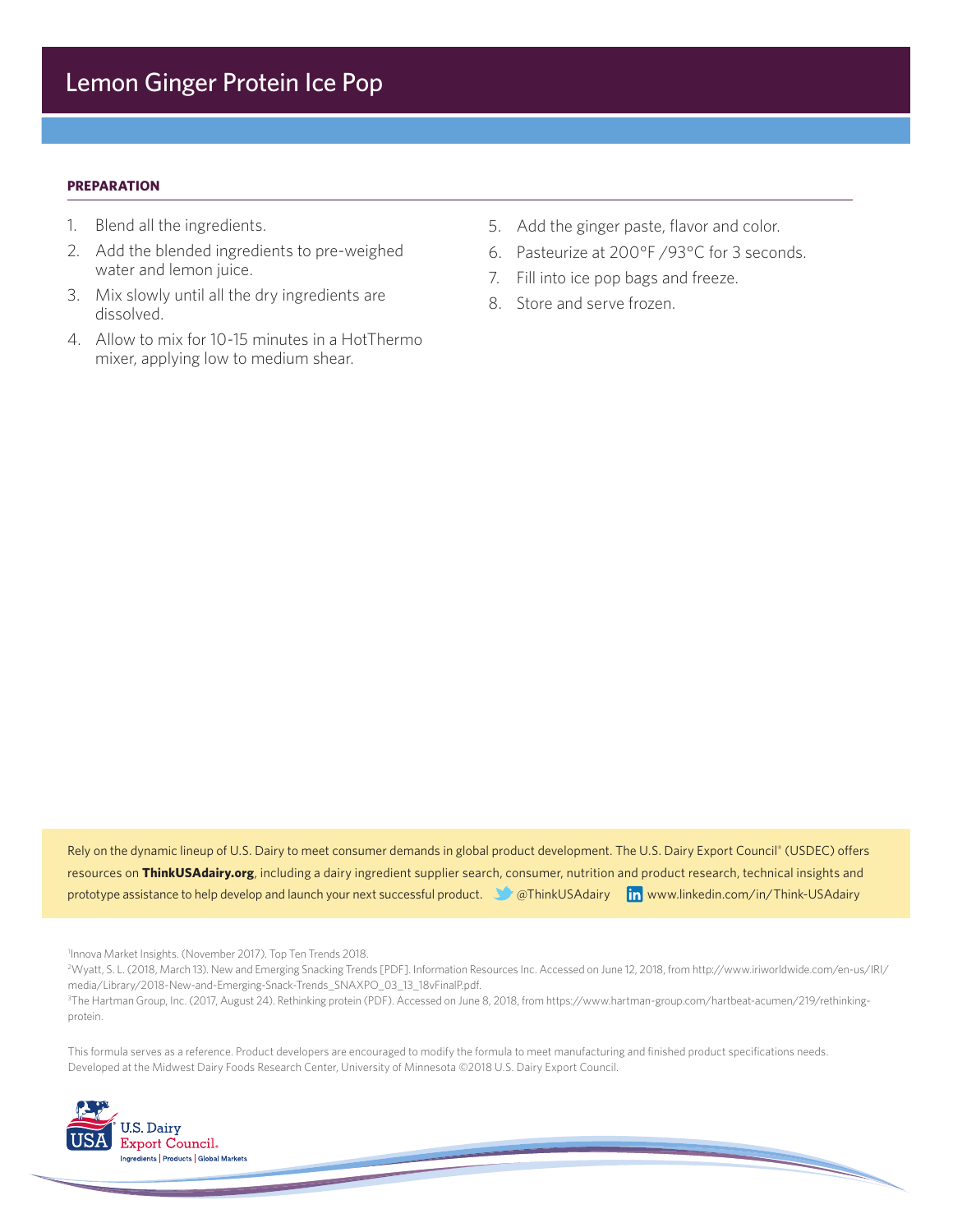# Lemon Ginger Protein Ice Pop

## PREPARATION

1. Blend all the ingredients.
2. Add the blended ingredients to pre-weighed water and lemon juice.
3. Mix slowly until all the dry ingredients are dissolved.
4. Allow to mix for 10-15 minutes in a HotThermo mixer, applying low to medium shear.
5. Add the ginger paste, flavor and color.
6. Pasteurize at 200°F /93°C for 3 seconds.
7. Fill into ice pop bags and freeze.
8. Store and serve frozen.

Rely on the dynamic lineup of U.S. Dairy to meet consumer demands in global product development. The U.S. Dairy Export Council® (USDEC) offers resources on **ThinkUSAdairy.org**, including a dairy ingredient supplier search, consumer, nutrition and product research, technical insights and prototype assistance to help develop and launch your next successful product. @ThinkUSAdairy www.linkedin.com/in/Think-USAdairy

[1]Innova Market Insights. (November 2017). Top Ten Trends 2018.

[2]Wyatt, S. L. (2018, March 13). New and Emerging Snacking Trends [PDF]. Information Resources Inc. Accessed on June 12, 2018, from http://www.iriworldwide.com/en-us/IRI/media/Library/2018-New-and-Emerging-Snack-Trends_SNAXPO_03_13_18vFinalP.pdf.

[3]The Hartman Group, Inc. (2017, August 24). Rethinking protein (PDF). Accessed on June 8, 2018, from https://www.hartman-group.com/hartbeat-acumen/219/rethinking-protein.

This formula serves as a reference. Product developers are encouraged to modify the formula to meet manufacturing and finished product specifications needs. Developed at the Midwest Dairy Foods Research Center, University of Minnesota ©2018 U.S. Dairy Export Council.

U.S. Dairy Export Council. Ingredients | Products | Global Markets